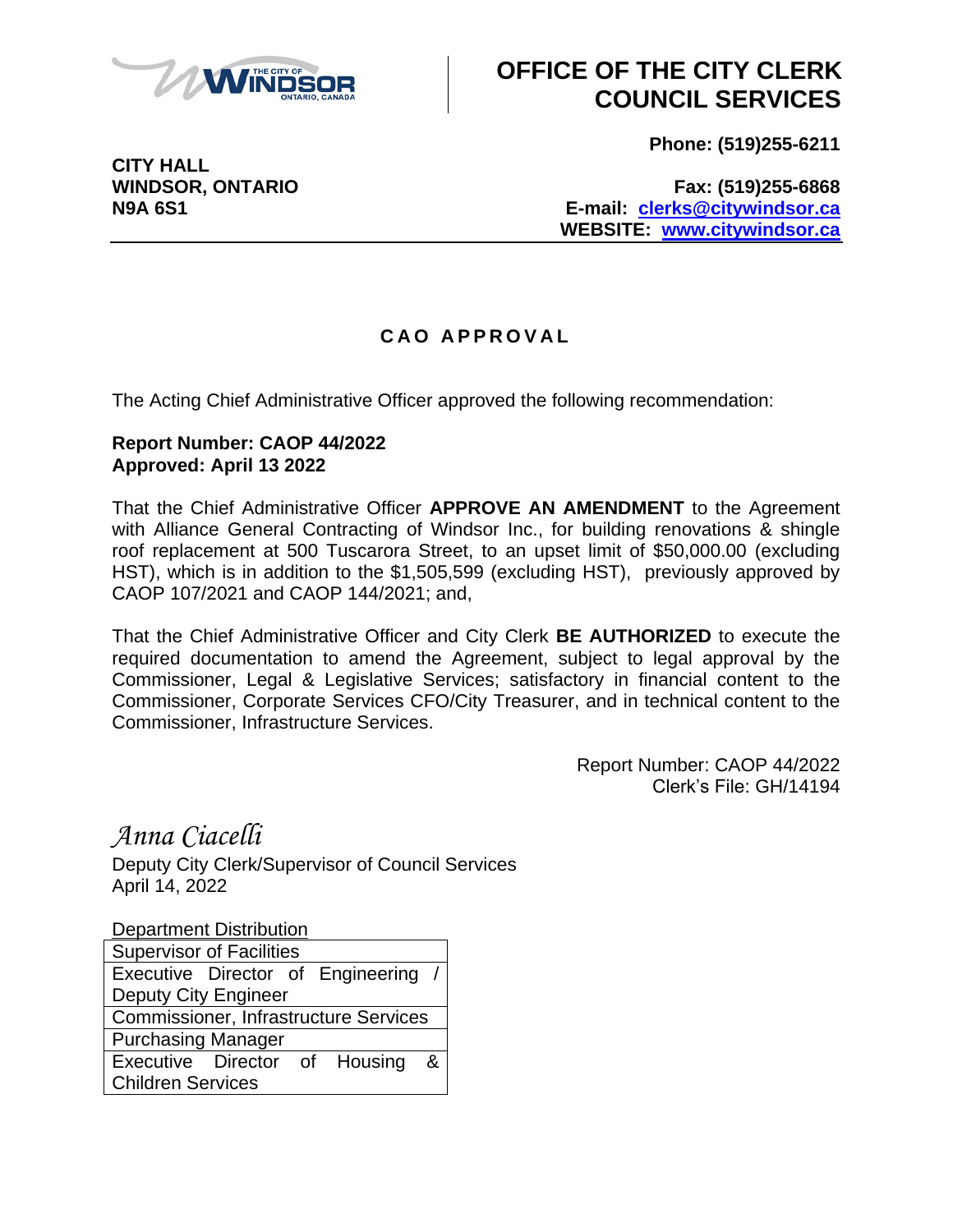# OFFICE OF THE CITY CLERK COUNCIL SERVICES

**CITY HALL**
**WINDSOR, ONTARIO**
**N9A 6S1**

**Phone: (519)255-6211**

**Fax: (519)255-6868**
**E-mail: clerks@citywindsor.ca**
**WEBSITE: www.citywindsor.ca**

## CAO APPROVAL

The Acting Chief Administrative Officer approved the following recommendation:

**Report Number: CAOP 44/2022**
**Approved: April 13 2022**

That the Chief Administrative Officer **APPROVE AN AMENDMENT** to the Agreement with Alliance General Contracting of Windsor Inc., for building renovations & shingle roof replacement at 500 Tuscarora Street, to an upset limit of $50,000.00 (excluding HST), which is in addition to the $1,505,599 (excluding HST), previously approved by CAOP 107/2021 and CAOP 144/2021; and,

That the Chief Administrative Officer and City Clerk **BE AUTHORIZED** to execute the required documentation to amend the Agreement, subject to legal approval by the Commissioner, Legal & Legislative Services; satisfactory in financial content to the Commissioner, Corporate Services CFO/City Treasurer, and in technical content to the Commissioner, Infrastructure Services.

Report Number: CAOP 44/2022
Clerk's File: GH/14194

*Anna Ciacelli*
Deputy City Clerk/Supervisor of Council Services
April 14, 2022

| Department Distribution |
|---|
| Supervisor of Facilities |
| Executive Director of Engineering / Deputy City Engineer |
| Commissioner, Infrastructure Services |
| Purchasing Manager |
| Executive Director of Housing & Children Services |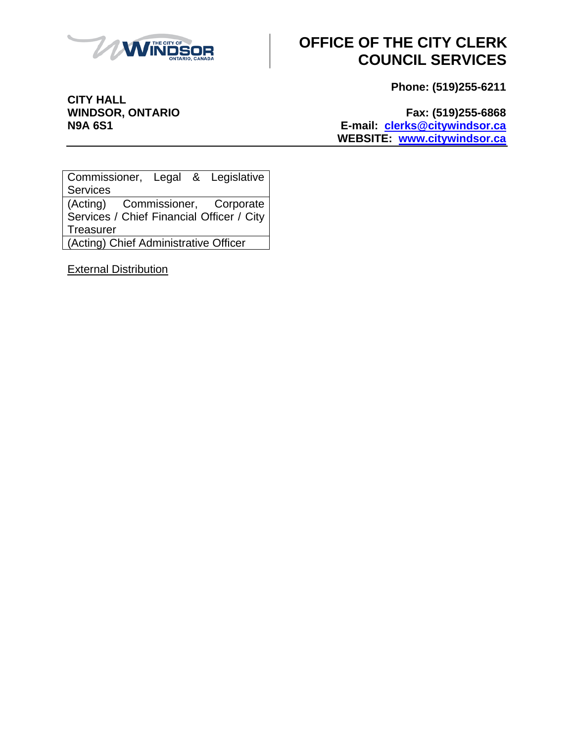# OFFICE OF THE CITY CLERK COUNCIL SERVICES

**CITY HALL**
**WINDSOR, ONTARIO**
**N9A 6S1**

**Phone: (519)255-6211**

**Fax: (519)255-6868**
**E-mail: clerks@citywindsor.ca**
**WEBSITE: www.citywindsor.ca**

| |
|---|
| Commissioner, Legal & Legislative Services |
| (Acting) Commissioner, Corporate Services / Chief Financial Officer / City Treasurer |
| (Acting) Chief Administrative Officer |

External Distribution